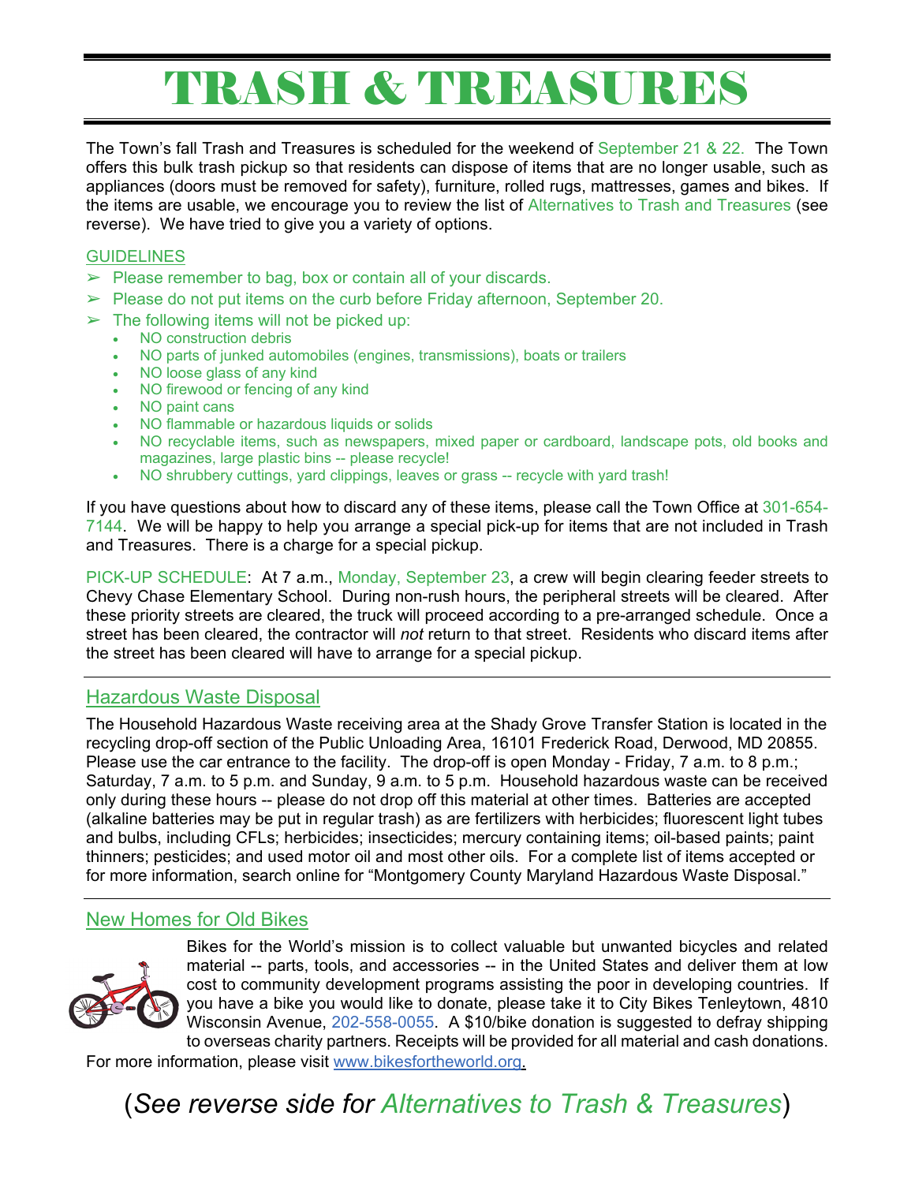# TRASH & TREASURES

The Town's fall Trash and Treasures is scheduled for the weekend of September 21 & 22. The Town offers this bulk trash pickup so that residents can dispose of items that are no longer usable, such as appliances (doors must be removed for safety), furniture, rolled rugs, mattresses, games and bikes. If the items are usable, we encourage you to review the list of Alternatives to Trash and Treasures (see reverse). We have tried to give you a variety of options.

## GUIDELINES

- Please remember to bag, box or contain all of your discards.
- Please do not put items on the curb before Friday afternoon, September 20.
- The following items will not be picked up:
  - NO construction debris
  - NO parts of junked automobiles (engines, transmissions), boats or trailers
  - NO loose glass of any kind
  - NO firewood or fencing of any kind
  - NO paint cans
  - NO flammable or hazardous liquids or solids
  - NO recyclable items, such as newspapers, mixed paper or cardboard, landscape pots, old books and magazines, large plastic bins -- please recycle!
  - NO shrubbery cuttings, yard clippings, leaves or grass -- recycle with yard trash!

If you have questions about how to discard any of these items, please call the Town Office at 301-654-7144. We will be happy to help you arrange a special pick-up for items that are not included in Trash and Treasures. There is a charge for a special pickup.

PICK-UP SCHEDULE: At 7 a.m., Monday, September 23, a crew will begin clearing feeder streets to Chevy Chase Elementary School. During non-rush hours, the peripheral streets will be cleared. After these priority streets are cleared, the truck will proceed according to a pre-arranged schedule. Once a street has been cleared, the contractor will *not* return to that street. Residents who discard items after the street has been cleared will have to arrange for a special pickup.

---

## Hazardous Waste Disposal

The Household Hazardous Waste receiving area at the Shady Grove Transfer Station is located in the recycling drop-off section of the Public Unloading Area, 16101 Frederick Road, Derwood, MD 20855. Please use the car entrance to the facility. The drop-off is open Monday - Friday, 7 a.m. to 8 p.m.; Saturday, 7 a.m. to 5 p.m. and Sunday, 9 a.m. to 5 p.m. Household hazardous waste can be received only during these hours -- please do not drop off this material at other times. Batteries are accepted (alkaline batteries may be put in regular trash) as are fertilizers with herbicides; fluorescent light tubes and bulbs, including CFLs; herbicides; insecticides; mercury containing items; oil-based paints; paint thinners; pesticides; and used motor oil and most other oils. For a complete list of items accepted or for more information, search online for "Montgomery County Maryland Hazardous Waste Disposal."

---

## New Homes for Old Bikes

Bikes for the World's mission is to collect valuable but unwanted bicycles and related material -- parts, tools, and accessories -- in the United States and deliver them at low cost to community development programs assisting the poor in developing countries. If you have a bike you would like to donate, please take it to City Bikes Tenleytown, 4810 Wisconsin Avenue, 202-558-0055. A $10/bike donation is suggested to defray shipping to overseas charity partners. Receipts will be provided for all material and cash donations. For more information, please visit www.bikesfortheworld.org.

(*See reverse side for Alternatives to Trash & Treasures*)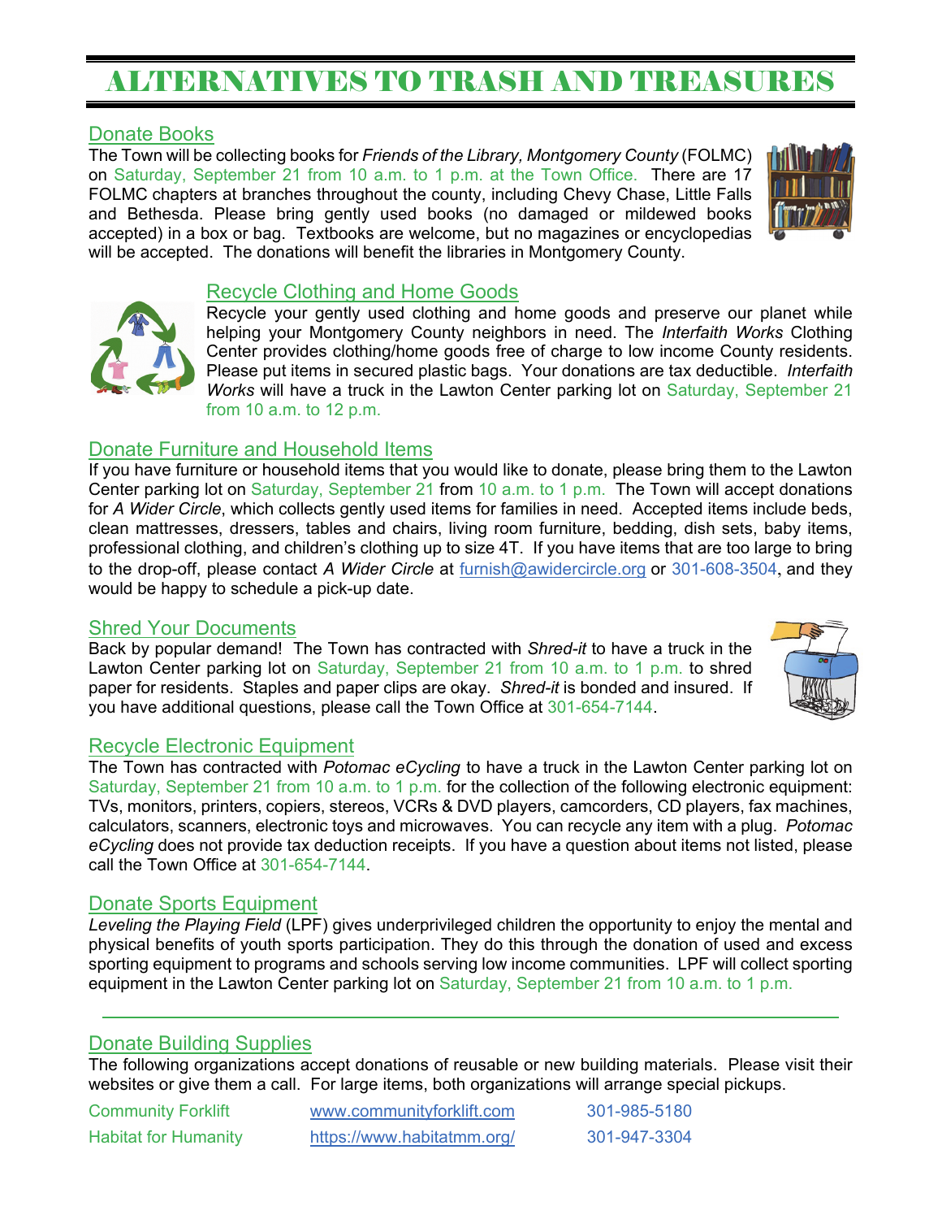# ALTERNATIVES TO TRASH AND TREASURES

## Donate Books

The Town will be collecting books for *Friends of the Library, Montgomery County* (FOLMC) on Saturday, September 21 from 10 a.m. to 1 p.m. at the Town Office. There are 17 FOLMC chapters at branches throughout the county, including Chevy Chase, Little Falls and Bethesda. Please bring gently used books (no damaged or mildewed books accepted) in a box or bag. Textbooks are welcome, but no magazines or encyclopedias will be accepted. The donations will benefit the libraries in Montgomery County.

## Recycle Clothing and Home Goods

Recycle your gently used clothing and home goods and preserve our planet while helping your Montgomery County neighbors in need. The *Interfaith Works* Clothing Center provides clothing/home goods free of charge to low income County residents. Please put items in secured plastic bags. Your donations are tax deductible. *Interfaith Works* will have a truck in the Lawton Center parking lot on Saturday, September 21 from 10 a.m. to 12 p.m.

## Donate Furniture and Household Items

If you have furniture or household items that you would like to donate, please bring them to the Lawton Center parking lot on Saturday, September 21 from 10 a.m. to 1 p.m. The Town will accept donations for *A Wider Circle*, which collects gently used items for families in need. Accepted items include beds, clean mattresses, dressers, tables and chairs, living room furniture, bedding, dish sets, baby items, professional clothing, and children's clothing up to size 4T. If you have items that are too large to bring to the drop-off, please contact *A Wider Circle* at furnish@awidercircle.org or 301-608-3504, and they would be happy to schedule a pick-up date.

## Shred Your Documents

Back by popular demand! The Town has contracted with *Shred-it* to have a truck in the Lawton Center parking lot on Saturday, September 21 from 10 a.m. to 1 p.m. to shred paper for residents. Staples and paper clips are okay. *Shred-it* is bonded and insured. If you have additional questions, please call the Town Office at 301-654-7144.

## Recycle Electronic Equipment

The Town has contracted with *Potomac eCycling* to have a truck in the Lawton Center parking lot on Saturday, September 21 from 10 a.m. to 1 p.m. for the collection of the following electronic equipment: TVs, monitors, printers, copiers, stereos, VCRs & DVD players, camcorders, CD players, fax machines, calculators, scanners, electronic toys and microwaves. You can recycle any item with a plug. *Potomac eCycling* does not provide tax deduction receipts. If you have a question about items not listed, please call the Town Office at 301-654-7144.

## Donate Sports Equipment

*Leveling the Playing Field* (LPF) gives underprivileged children the opportunity to enjoy the mental and physical benefits of youth sports participation. They do this through the donation of used and excess sporting equipment to programs and schools serving low income communities. LPF will collect sporting equipment in the Lawton Center parking lot on Saturday, September 21 from 10 a.m. to 1 p.m.

---

## Donate Building Supplies

The following organizations accept donations of reusable or new building materials. Please visit their websites or give them a call. For large items, both organizations will arrange special pickups.

| | | |
|---|---|---|
| Community Forklift | www.communityforklift.com | 301-985-5180 |
| Habitat for Humanity | https://www.habitatmm.org/ | 301-947-3304 |